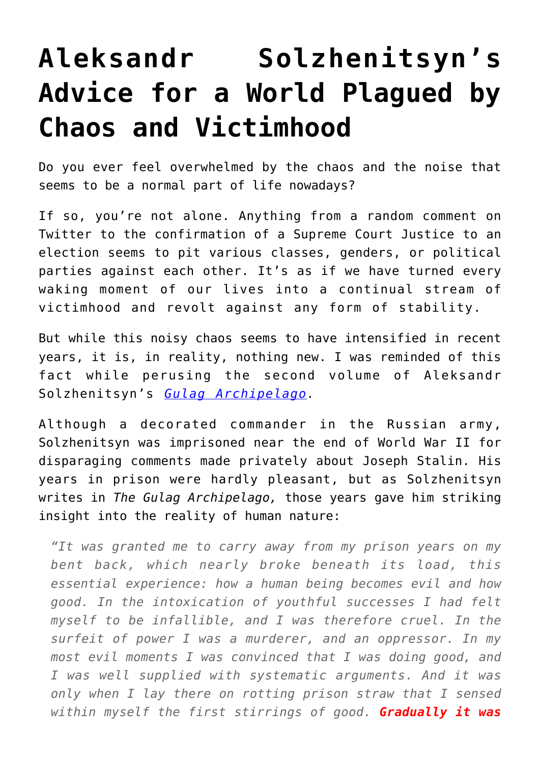# Aleksandr Solzhenitsyn's Advice for a World Plagued by Chaos and Victimhood

Do you ever feel overwhelmed by the chaos and the noise that seems to be a normal part of life nowadays?

If so, you're not alone. Anything from a random comment on Twitter to the confirmation of a Supreme Court Justice to an election seems to pit various classes, genders, or political parties against each other. It's as if we have turned every waking moment of our lives into a continual stream of victimhood and revolt against any form of stability.

But while this noisy chaos seems to have intensified in recent years, it is, in reality, nothing new. I was reminded of this fact while perusing the second volume of Aleksandr Solzhenitsyn's *Gulag Archipelago*.

Although a decorated commander in the Russian army, Solzhenitsyn was imprisoned near the end of World War II for disparaging comments made privately about Joseph Stalin. His years in prison were hardly pleasant, but as Solzhenitsyn writes in *The Gulag Archipelago,* those years gave him striking insight into the reality of human nature:

> *"It was granted me to carry away from my prison years on my bent back, which nearly broke beneath its load, this essential experience: how a human being becomes evil and how good. In the intoxication of youthful successes I had felt myself to be infallible, and I was therefore cruel. In the surfeit of power I was a murderer, and an oppressor. In my most evil moments I was convinced that I was doing good, and I was well supplied with systematic arguments. And it was only when I lay there on rotting prison straw that I sensed within myself the first stirrings of good.* ***Gradually it was***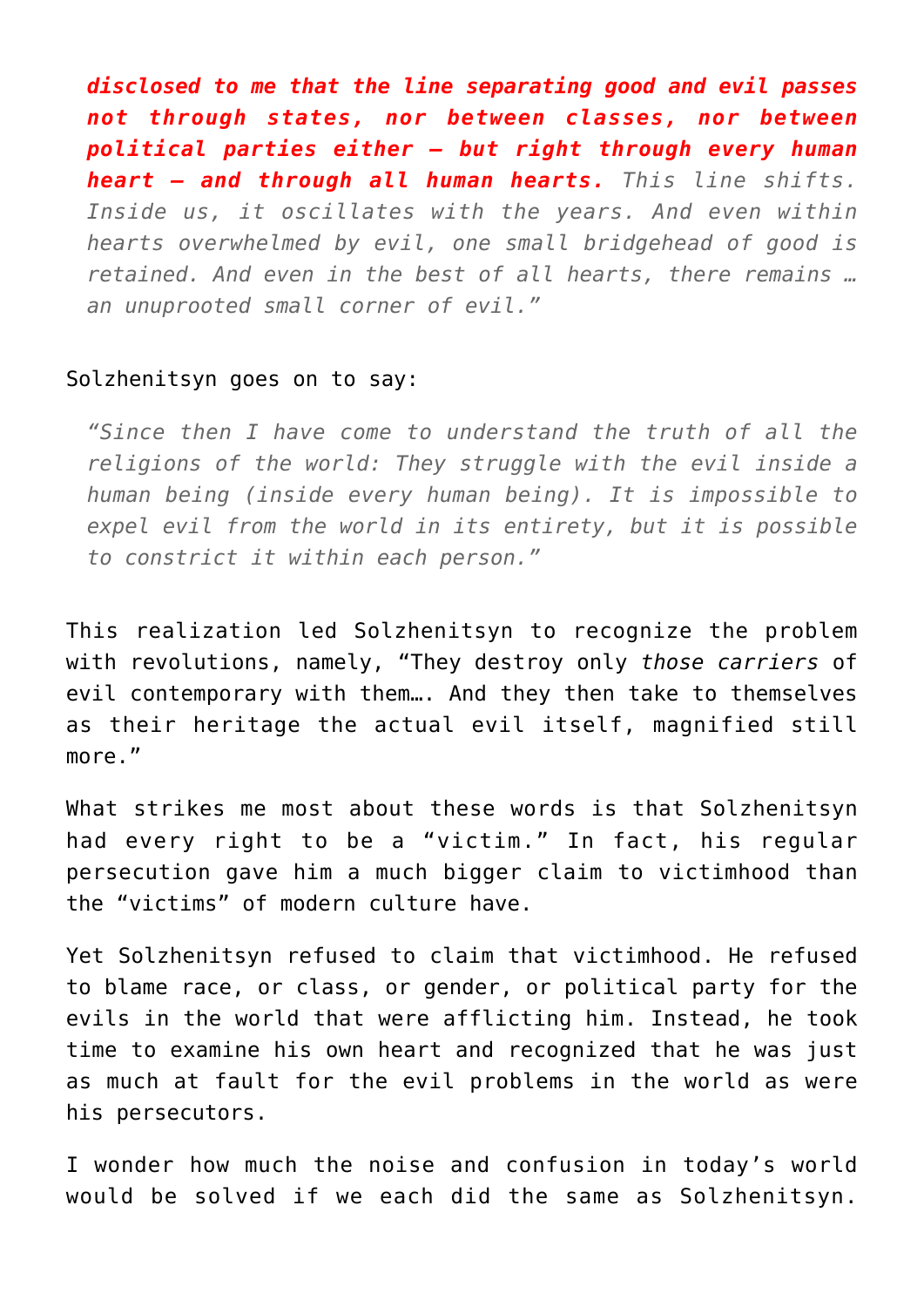> ***disclosed to me that the line separating good and evil passes not through states, nor between classes, nor between political parties either – but right through every human heart – and through all human hearts.*** *This line shifts. Inside us, it oscillates with the years. And even within hearts overwhelmed by evil, one small bridgehead of good is retained. And even in the best of all hearts, there remains … an unuprooted small corner of evil.”*

Solzhenitsyn goes on to say:

> *“Since then I have come to understand the truth of all the religions of the world: They struggle with the evil inside a human being (inside every human being). It is impossible to expel evil from the world in its entirety, but it is possible to constrict it within each person.”*

This realization led Solzhenitsyn to recognize the problem with revolutions, namely, “They destroy only *those carriers* of evil contemporary with them…. And they then take to themselves as their heritage the actual evil itself, magnified still more.”

What strikes me most about these words is that Solzhenitsyn had every right to be a “victim.” In fact, his regular persecution gave him a much bigger claim to victimhood than the “victims” of modern culture have.

Yet Solzhenitsyn refused to claim that victimhood. He refused to blame race, or class, or gender, or political party for the evils in the world that were afflicting him. Instead, he took time to examine his own heart and recognized that he was just as much at fault for the evil problems in the world as were his persecutors.

I wonder how much the noise and confusion in today’s world would be solved if we each did the same as Solzhenitsyn.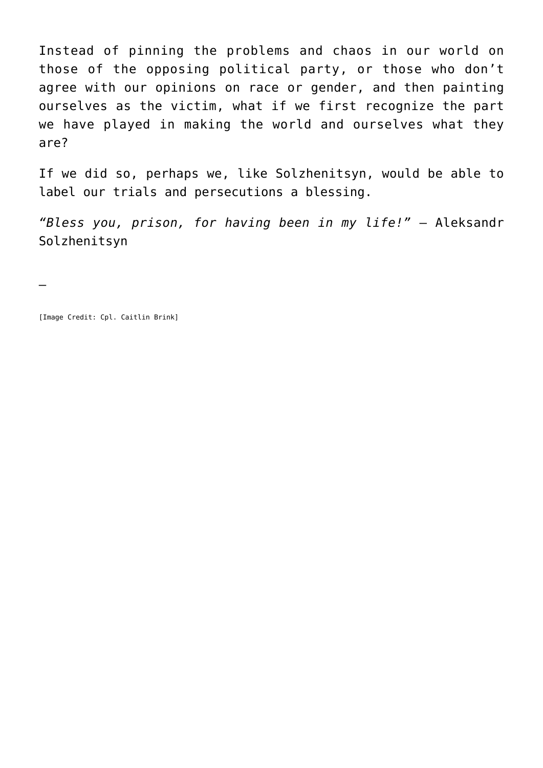Instead of pinning the problems and chaos in our world on those of the opposing political party, or those who don't agree with our opinions on race or gender, and then painting ourselves as the victim, what if we first recognize the part we have played in making the world and ourselves what they are?

If we did so, perhaps we, like Solzhenitsyn, would be able to label our trials and persecutions a blessing.

*"Bless you, prison, for having been in my life!"* – Aleksandr Solzhenitsyn

—

[Image Credit: Cpl. Caitlin Brink]